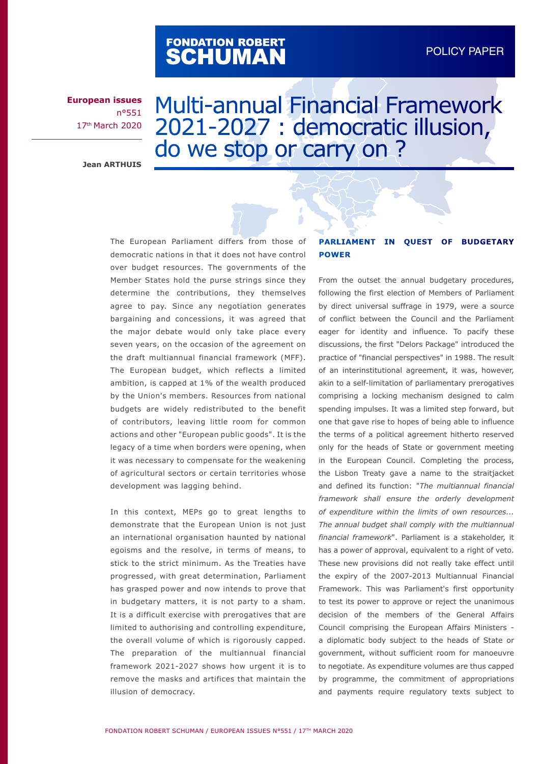FONDATION ROBERT SCHUMAN

POLICY PAPER

**European issues**
n°551
17th March 2020

# Multi-annual Financial Framework 2021-2027 : democratic illusion, do we stop or carry on ?

**Jean ARTHUIS**

The European Parliament differs from those of democratic nations in that it does not have control over budget resources. The governments of the Member States hold the purse strings since they determine the contributions, they themselves agree to pay. Since any negotiation generates bargaining and concessions, it was agreed that the major debate would only take place every seven years, on the occasion of the agreement on the draft multiannual financial framework (MFF). The European budget, which reflects a limited ambition, is capped at 1% of the wealth produced by the Union's members. Resources from national budgets are widely redistributed to the benefit of contributors, leaving little room for common actions and other "European public goods". It is the legacy of a time when borders were opening, when it was necessary to compensate for the weakening of agricultural sectors or certain territories whose development was lagging behind.

In this context, MEPs go to great lengths to demonstrate that the European Union is not just an international organisation haunted by national egoisms and the resolve, in terms of means, to stick to the strict minimum. As the Treaties have progressed, with great determination, Parliament has grasped power and now intends to prove that in budgetary matters, it is not party to a sham. It is a difficult exercise with prerogatives that are limited to authorising and controlling expenditure, the overall volume of which is rigorously capped. The preparation of the multiannual financial framework 2021-2027 shows how urgent it is to remove the masks and artifices that maintain the illusion of democracy.

## PARLIAMENT IN QUEST OF BUDGETARY POWER

From the outset the annual budgetary procedures, following the first election of Members of Parliament by direct universal suffrage in 1979, were a source of conflict between the Council and the Parliament eager for identity and influence. To pacify these discussions, the first "Delors Package" introduced the practice of "financial perspectives" in 1988. The result of an interinstitutional agreement, it was, however, akin to a self-limitation of parliamentary prerogatives comprising a locking mechanism designed to calm spending impulses. It was a limited step forward, but one that gave rise to hopes of being able to influence the terms of a political agreement hitherto reserved only for the heads of State or government meeting in the European Council. Completing the process, the Lisbon Treaty gave a name to the straitjacket and defined its function: "*The multiannual financial framework shall ensure the orderly development of expenditure within the limits of own resources... The annual budget shall comply with the multiannual financial framework*". Parliament is a stakeholder, it has a power of approval, equivalent to a right of veto. These new provisions did not really take effect until the expiry of the 2007-2013 Multiannual Financial Framework. This was Parliament's first opportunity to test its power to approve or reject the unanimous decision of the members of the General Affairs Council comprising the European Affairs Ministers - a diplomatic body subject to the heads of State or government, without sufficient room for manoeuvre to negotiate. As expenditure volumes are thus capped by programme, the commitment of appropriations and payments require regulatory texts subject to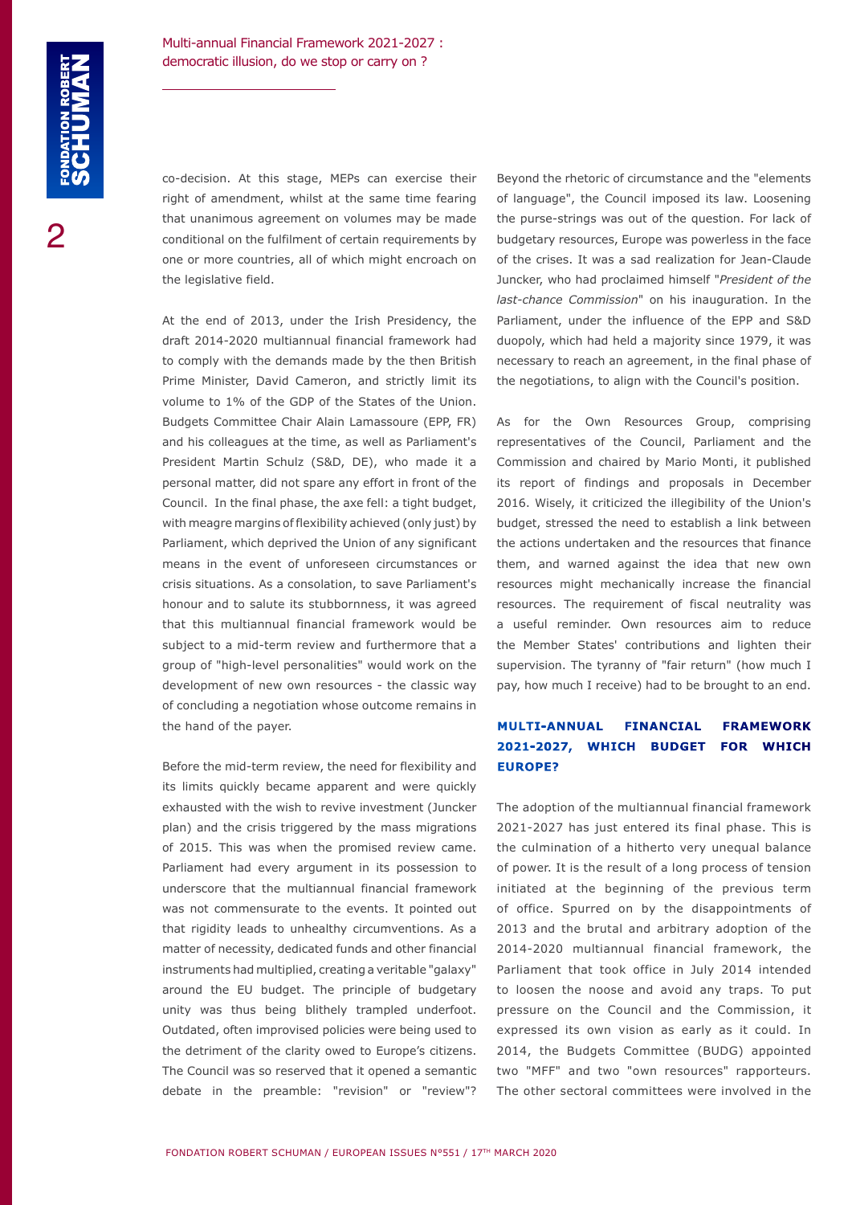co-decision. At this stage, MEPs can exercise their right of amendment, whilst at the same time fearing that unanimous agreement on volumes may be made conditional on the fulfilment of certain requirements by one or more countries, all of which might encroach on the legislative field.

At the end of 2013, under the Irish Presidency, the draft 2014-2020 multiannual financial framework had to comply with the demands made by the then British Prime Minister, David Cameron, and strictly limit its volume to 1% of the GDP of the States of the Union. Budgets Committee Chair Alain Lamassoure (EPP, FR) and his colleagues at the time, as well as Parliament's President Martin Schulz (S&D, DE), who made it a personal matter, did not spare any effort in front of the Council. In the final phase, the axe fell: a tight budget, with meagre margins of flexibility achieved (only just) by Parliament, which deprived the Union of any significant means in the event of unforeseen circumstances or crisis situations. As a consolation, to save Parliament's honour and to salute its stubbornness, it was agreed that this multiannual financial framework would be subject to a mid-term review and furthermore that a group of "high-level personalities" would work on the development of new own resources - the classic way of concluding a negotiation whose outcome remains in the hand of the payer.

Before the mid-term review, the need for flexibility and its limits quickly became apparent and were quickly exhausted with the wish to revive investment (Juncker plan) and the crisis triggered by the mass migrations of 2015. This was when the promised review came. Parliament had every argument in its possession to underscore that the multiannual financial framework was not commensurate to the events. It pointed out that rigidity leads to unhealthy circumventions. As a matter of necessity, dedicated funds and other financial instruments had multiplied, creating a veritable "galaxy" around the EU budget. The principle of budgetary unity was thus being blithely trampled underfoot. Outdated, often improvised policies were being used to the detriment of the clarity owed to Europe's citizens. The Council was so reserved that it opened a semantic debate in the preamble: "revision" or "review"? Beyond the rhetoric of circumstance and the "elements of language", the Council imposed its law. Loosening the purse-strings was out of the question. For lack of budgetary resources, Europe was powerless in the face of the crises. It was a sad realization for Jean-Claude Juncker, who had proclaimed himself "*President of the last-chance Commission*" on his inauguration. In the Parliament, under the influence of the EPP and S&D duopoly, which had held a majority since 1979, it was necessary to reach an agreement, in the final phase of the negotiations, to align with the Council's position.

As for the Own Resources Group, comprising representatives of the Council, Parliament and the Commission and chaired by Mario Monti, it published its report of findings and proposals in December 2016. Wisely, it criticized the illegibility of the Union's budget, stressed the need to establish a link between the actions undertaken and the resources that finance them, and warned against the idea that new own resources might mechanically increase the financial resources. The requirement of fiscal neutrality was a useful reminder. Own resources aim to reduce the Member States' contributions and lighten their supervision. The tyranny of "fair return" (how much I pay, how much I receive) had to be brought to an end.

## MULTI-ANNUAL FINANCIAL FRAMEWORK 2021-2027, WHICH BUDGET FOR WHICH EUROPE?

The adoption of the multiannual financial framework 2021-2027 has just entered its final phase. This is the culmination of a hitherto very unequal balance of power. It is the result of a long process of tension initiated at the beginning of the previous term of office. Spurred on by the disappointments of 2013 and the brutal and arbitrary adoption of the 2014-2020 multiannual financial framework, the Parliament that took office in July 2014 intended to loosen the noose and avoid any traps. To put pressure on the Council and the Commission, it expressed its own vision as early as it could. In 2014, the Budgets Committee (BUDG) appointed two "MFF" and two "own resources" rapporteurs. The other sectoral committees were involved in the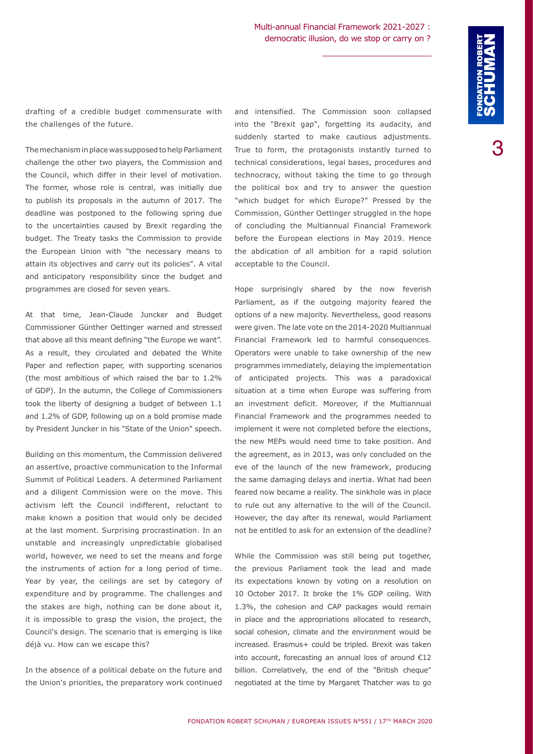drafting of a credible budget commensurate with the challenges of the future.

The mechanism in place was supposed to help Parliament challenge the other two players, the Commission and the Council, which differ in their level of motivation. The former, whose role is central, was initially due to publish its proposals in the autumn of 2017. The deadline was postponed to the following spring due to the uncertainties caused by Brexit regarding the budget. The Treaty tasks the Commission to provide the European Union with "the necessary means to attain its objectives and carry out its policies". A vital and anticipatory responsibility since the budget and programmes are closed for seven years.

At that time, Jean-Claude Juncker and Budget Commissioner Günther Oettinger warned and stressed that above all this meant defining "the Europe we want". As a result, they circulated and debated the White Paper and reflection paper, with supporting scenarios (the most ambitious of which raised the bar to 1.2% of GDP). In the autumn, the College of Commissioners took the liberty of designing a budget of between 1.1 and 1.2% of GDP, following up on a bold promise made by President Juncker in his "State of the Union" speech.

Building on this momentum, the Commission delivered an assertive, proactive communication to the Informal Summit of Political Leaders. A determined Parliament and a diligent Commission were on the move. This activism left the Council indifferent, reluctant to make known a position that would only be decided at the last moment. Surprising procrastination. In an unstable and increasingly unpredictable globalised world, however, we need to set the means and forge the instruments of action for a long period of time. Year by year, the ceilings are set by category of expenditure and by programme. The challenges and the stakes are high, nothing can be done about it, it is impossible to grasp the vision, the project, the Council's design. The scenario that is emerging is like déjà vu. How can we escape this?

In the absence of a political debate on the future and the Union's priorities, the preparatory work continued and intensified. The Commission soon collapsed into the "Brexit gap", forgetting its audacity, and suddenly started to make cautious adjustments. True to form, the protagonists instantly turned to technical considerations, legal bases, procedures and technocracy, without taking the time to go through the political box and try to answer the question "which budget for which Europe?" Pressed by the Commission, Günther Oettinger struggled in the hope of concluding the Multiannual Financial Framework before the European elections in May 2019. Hence the abdication of all ambition for a rapid solution acceptable to the Council.

Hope surprisingly shared by the now feverish Parliament, as if the outgoing majority feared the options of a new majority. Nevertheless, good reasons were given. The late vote on the 2014-2020 Multiannual Financial Framework led to harmful consequences. Operators were unable to take ownership of the new programmes immediately, delaying the implementation of anticipated projects. This was a paradoxical situation at a time when Europe was suffering from an investment deficit. Moreover, if the Multiannual Financial Framework and the programmes needed to implement it were not completed before the elections, the new MEPs would need time to take position. And the agreement, as in 2013, was only concluded on the eve of the launch of the new framework, producing the same damaging delays and inertia. What had been feared now became a reality. The sinkhole was in place to rule out any alternative to the will of the Council. However, the day after its renewal, would Parliament not be entitled to ask for an extension of the deadline?

While the Commission was still being put together, the previous Parliament took the lead and made its expectations known by voting on a resolution on 10 October 2017. It broke the 1% GDP ceiling. With 1.3%, the cohesion and CAP packages would remain in place and the appropriations allocated to research, social cohesion, climate and the environment would be increased. Erasmus+ could be tripled. Brexit was taken into account, forecasting an annual loss of around €12 billion. Correlatively, the end of the "British cheque" negotiated at the time by Margaret Thatcher was to go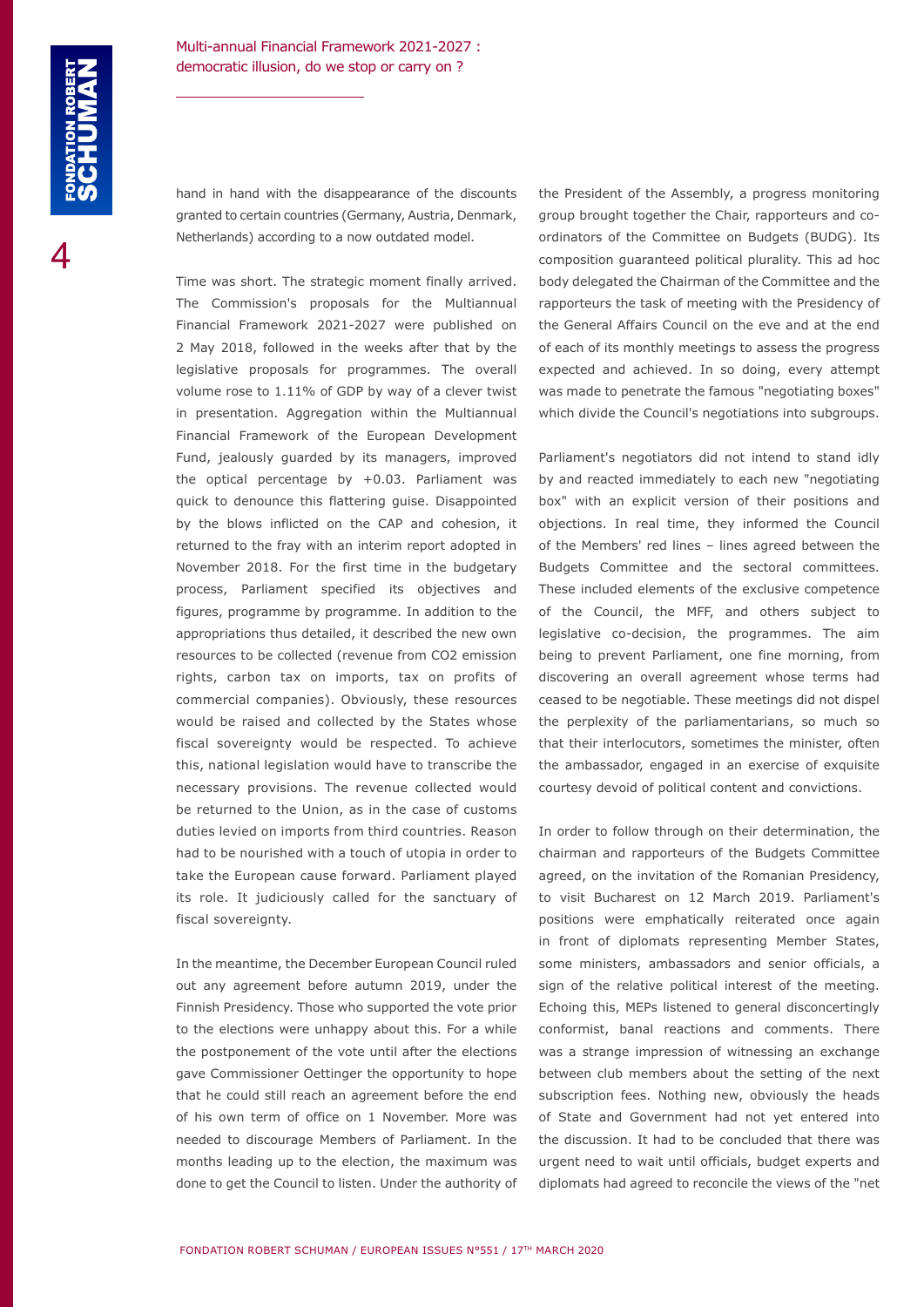hand in hand with the disappearance of the discounts granted to certain countries (Germany, Austria, Denmark, Netherlands) according to a now outdated model.

Time was short. The strategic moment finally arrived. The Commission's proposals for the Multiannual Financial Framework 2021-2027 were published on 2 May 2018, followed in the weeks after that by the legislative proposals for programmes. The overall volume rose to 1.11% of GDP by way of a clever twist in presentation. Aggregation within the Multiannual Financial Framework of the European Development Fund, jealously guarded by its managers, improved the optical percentage by +0.03. Parliament was quick to denounce this flattering guise. Disappointed by the blows inflicted on the CAP and cohesion, it returned to the fray with an interim report adopted in November 2018. For the first time in the budgetary process, Parliament specified its objectives and figures, programme by programme. In addition to the appropriations thus detailed, it described the new own resources to be collected (revenue from CO2 emission rights, carbon tax on imports, tax on profits of commercial companies). Obviously, these resources would be raised and collected by the States whose fiscal sovereignty would be respected. To achieve this, national legislation would have to transcribe the necessary provisions. The revenue collected would be returned to the Union, as in the case of customs duties levied on imports from third countries. Reason had to be nourished with a touch of utopia in order to take the European cause forward. Parliament played its role. It judiciously called for the sanctuary of fiscal sovereignty.

In the meantime, the December European Council ruled out any agreement before autumn 2019, under the Finnish Presidency. Those who supported the vote prior to the elections were unhappy about this. For a while the postponement of the vote until after the elections gave Commissioner Oettinger the opportunity to hope that he could still reach an agreement before the end of his own term of office on 1 November. More was needed to discourage Members of Parliament. In the months leading up to the election, the maximum was done to get the Council to listen. Under the authority of the President of the Assembly, a progress monitoring group brought together the Chair, rapporteurs and co-ordinators of the Committee on Budgets (BUDG). Its composition guaranteed political plurality. This ad hoc body delegated the Chairman of the Committee and the rapporteurs the task of meeting with the Presidency of the General Affairs Council on the eve and at the end of each of its monthly meetings to assess the progress expected and achieved. In so doing, every attempt was made to penetrate the famous "negotiating boxes" which divide the Council's negotiations into subgroups.

Parliament's negotiators did not intend to stand idly by and reacted immediately to each new "negotiating box" with an explicit version of their positions and objections. In real time, they informed the Council of the Members' red lines – lines agreed between the Budgets Committee and the sectoral committees. These included elements of the exclusive competence of the Council, the MFF, and others subject to legislative co-decision, the programmes. The aim being to prevent Parliament, one fine morning, from discovering an overall agreement whose terms had ceased to be negotiable. These meetings did not dispel the perplexity of the parliamentarians, so much so that their interlocutors, sometimes the minister, often the ambassador, engaged in an exercise of exquisite courtesy devoid of political content and convictions.

In order to follow through on their determination, the chairman and rapporteurs of the Budgets Committee agreed, on the invitation of the Romanian Presidency, to visit Bucharest on 12 March 2019. Parliament's positions were emphatically reiterated once again in front of diplomats representing Member States, some ministers, ambassadors and senior officials, a sign of the relative political interest of the meeting. Echoing this, MEPs listened to general disconcertingly conformist, banal reactions and comments. There was a strange impression of witnessing an exchange between club members about the setting of the next subscription fees. Nothing new, obviously the heads of State and Government had not yet entered into the discussion. It had to be concluded that there was urgent need to wait until officials, budget experts and diplomats had agreed to reconcile the views of the "net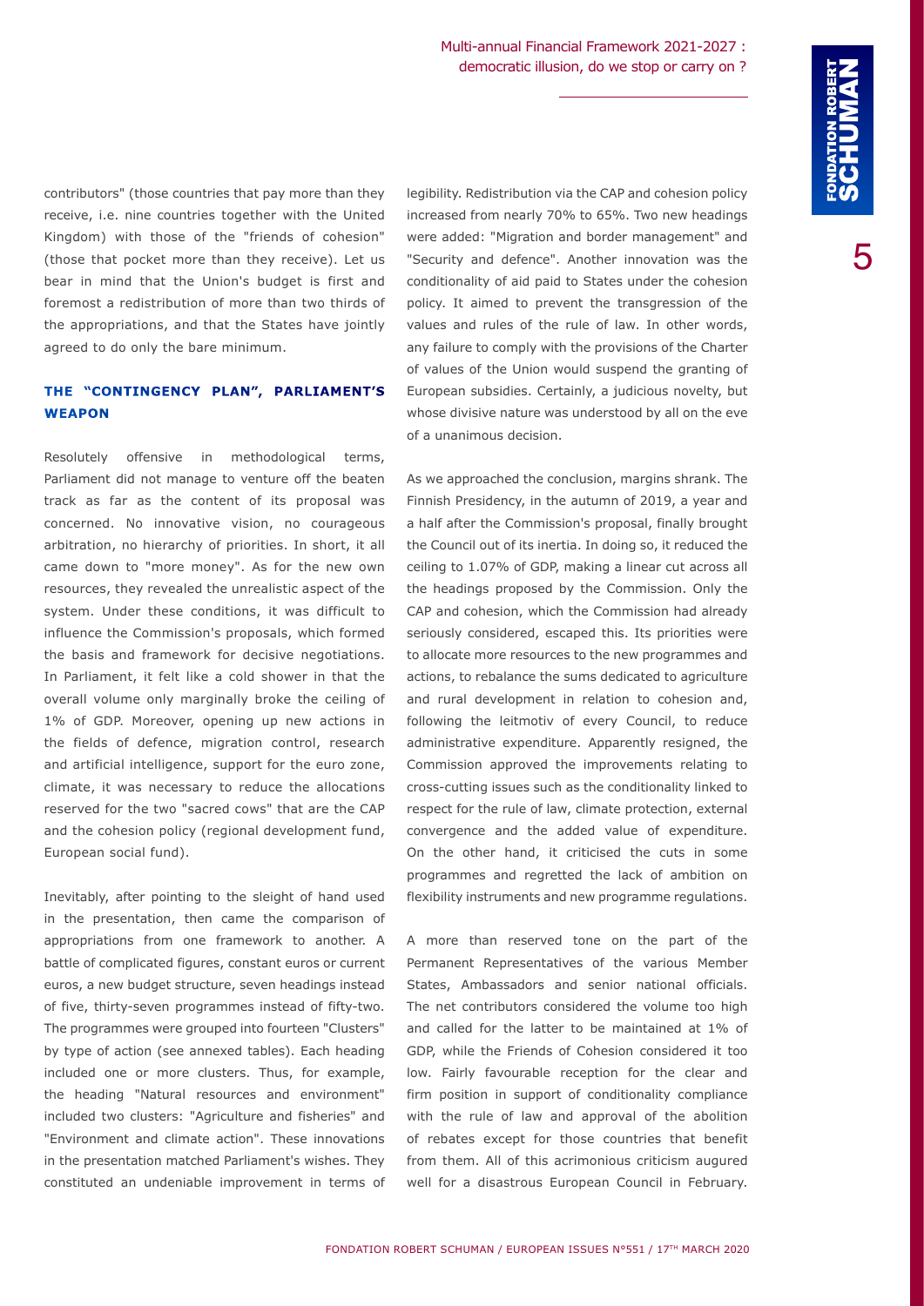contributors" (those countries that pay more than they receive, i.e. nine countries together with the United Kingdom) with those of the "friends of cohesion" (those that pocket more than they receive). Let us bear in mind that the Union's budget is first and foremost a redistribution of more than two thirds of the appropriations, and that the States have jointly agreed to do only the bare minimum.

## THE "CONTINGENCY PLAN", PARLIAMENT'S WEAPON

Resolutely offensive in methodological terms, Parliament did not manage to venture off the beaten track as far as the content of its proposal was concerned. No innovative vision, no courageous arbitration, no hierarchy of priorities. In short, it all came down to "more money". As for the new own resources, they revealed the unrealistic aspect of the system. Under these conditions, it was difficult to influence the Commission's proposals, which formed the basis and framework for decisive negotiations. In Parliament, it felt like a cold shower in that the overall volume only marginally broke the ceiling of 1% of GDP. Moreover, opening up new actions in the fields of defence, migration control, research and artificial intelligence, support for the euro zone, climate, it was necessary to reduce the allocations reserved for the two "sacred cows" that are the CAP and the cohesion policy (regional development fund, European social fund).

Inevitably, after pointing to the sleight of hand used in the presentation, then came the comparison of appropriations from one framework to another. A battle of complicated figures, constant euros or current euros, a new budget structure, seven headings instead of five, thirty-seven programmes instead of fifty-two. The programmes were grouped into fourteen "Clusters" by type of action (see annexed tables). Each heading included one or more clusters. Thus, for example, the heading "Natural resources and environment" included two clusters: "Agriculture and fisheries" and "Environment and climate action". These innovations in the presentation matched Parliament's wishes. They constituted an undeniable improvement in terms of legibility. Redistribution via the CAP and cohesion policy increased from nearly 70% to 65%. Two new headings were added: "Migration and border management" and "Security and defence". Another innovation was the conditionality of aid paid to States under the cohesion policy. It aimed to prevent the transgression of the values and rules of the rule of law. In other words, any failure to comply with the provisions of the Charter of values of the Union would suspend the granting of European subsidies. Certainly, a judicious novelty, but whose divisive nature was understood by all on the eve of a unanimous decision.

As we approached the conclusion, margins shrank. The Finnish Presidency, in the autumn of 2019, a year and a half after the Commission's proposal, finally brought the Council out of its inertia. In doing so, it reduced the ceiling to 1.07% of GDP, making a linear cut across all the headings proposed by the Commission. Only the CAP and cohesion, which the Commission had already seriously considered, escaped this. Its priorities were to allocate more resources to the new programmes and actions, to rebalance the sums dedicated to agriculture and rural development in relation to cohesion and, following the leitmotiv of every Council, to reduce administrative expenditure. Apparently resigned, the Commission approved the improvements relating to cross-cutting issues such as the conditionality linked to respect for the rule of law, climate protection, external convergence and the added value of expenditure. On the other hand, it criticised the cuts in some programmes and regretted the lack of ambition on flexibility instruments and new programme regulations.

A more than reserved tone on the part of the Permanent Representatives of the various Member States, Ambassadors and senior national officials. The net contributors considered the volume too high and called for the latter to be maintained at 1% of GDP, while the Friends of Cohesion considered it too low. Fairly favourable reception for the clear and firm position in support of conditionality compliance with the rule of law and approval of the abolition of rebates except for those countries that benefit from them. All of this acrimonious criticism augured well for a disastrous European Council in February.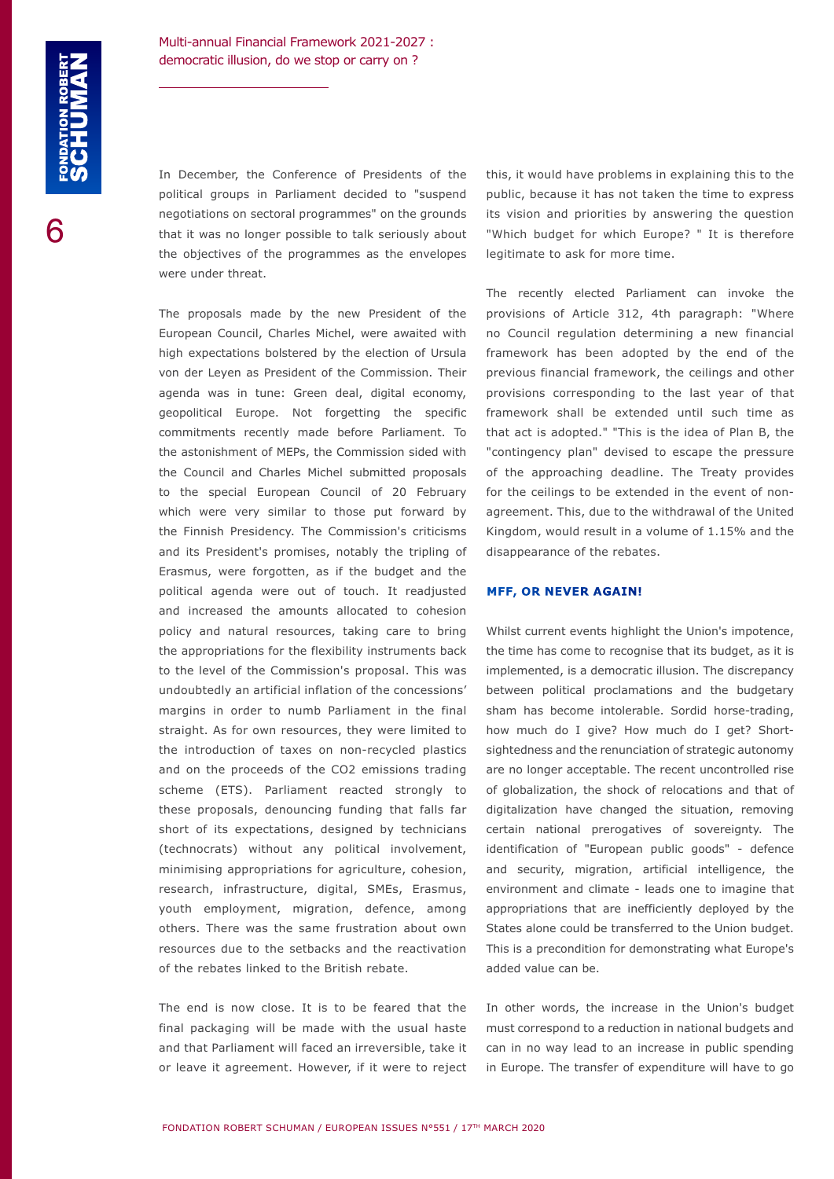In December, the Conference of Presidents of the political groups in Parliament decided to "suspend negotiations on sectoral programmes" on the grounds that it was no longer possible to talk seriously about the objectives of the programmes as the envelopes were under threat.

The proposals made by the new President of the European Council, Charles Michel, were awaited with high expectations bolstered by the election of Ursula von der Leyen as President of the Commission. Their agenda was in tune: Green deal, digital economy, geopolitical Europe. Not forgetting the specific commitments recently made before Parliament. To the astonishment of MEPs, the Commission sided with the Council and Charles Michel submitted proposals to the special European Council of 20 February which were very similar to those put forward by the Finnish Presidency. The Commission's criticisms and its President's promises, notably the tripling of Erasmus, were forgotten, as if the budget and the political agenda were out of touch. It readjusted and increased the amounts allocated to cohesion policy and natural resources, taking care to bring the appropriations for the flexibility instruments back to the level of the Commission's proposal. This was undoubtedly an artificial inflation of the concessions' margins in order to numb Parliament in the final straight. As for own resources, they were limited to the introduction of taxes on non-recycled plastics and on the proceeds of the CO2 emissions trading scheme (ETS). Parliament reacted strongly to these proposals, denouncing funding that falls far short of its expectations, designed by technicians (technocrats) without any political involvement, minimising appropriations for agriculture, cohesion, research, infrastructure, digital, SMEs, Erasmus, youth employment, migration, defence, among others. There was the same frustration about own resources due to the setbacks and the reactivation of the rebates linked to the British rebate.

The end is now close. It is to be feared that the final packaging will be made with the usual haste and that Parliament will faced an irreversible, take it or leave it agreement. However, if it were to reject this, it would have problems in explaining this to the public, because it has not taken the time to express its vision and priorities by answering the question "Which budget for which Europe? " It is therefore legitimate to ask for more time.

The recently elected Parliament can invoke the provisions of Article 312, 4th paragraph: "Where no Council regulation determining a new financial framework has been adopted by the end of the previous financial framework, the ceilings and other provisions corresponding to the last year of that framework shall be extended until such time as that act is adopted." "This is the idea of Plan B, the "contingency plan" devised to escape the pressure of the approaching deadline. The Treaty provides for the ceilings to be extended in the event of non-agreement. This, due to the withdrawal of the United Kingdom, would result in a volume of 1.15% and the disappearance of the rebates.

## MFF, OR NEVER AGAIN!

Whilst current events highlight the Union's impotence, the time has come to recognise that its budget, as it is implemented, is a democratic illusion. The discrepancy between political proclamations and the budgetary sham has become intolerable. Sordid horse-trading, how much do I give? How much do I get? Short-sightedness and the renunciation of strategic autonomy are no longer acceptable. The recent uncontrolled rise of globalization, the shock of relocations and that of digitalization have changed the situation, removing certain national prerogatives of sovereignty. The identification of "European public goods" - defence and security, migration, artificial intelligence, the environment and climate - leads one to imagine that appropriations that are inefficiently deployed by the States alone could be transferred to the Union budget. This is a precondition for demonstrating what Europe's added value can be.

In other words, the increase in the Union's budget must correspond to a reduction in national budgets and can in no way lead to an increase in public spending in Europe. The transfer of expenditure will have to go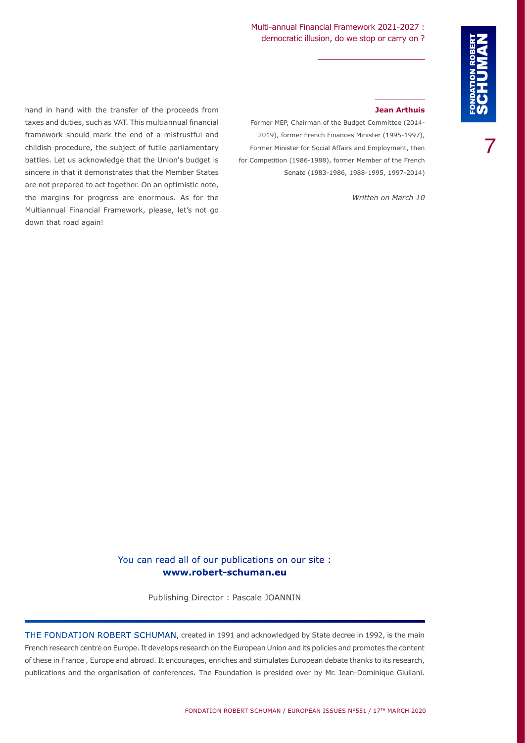hand in hand with the transfer of the proceeds from taxes and duties, such as VAT. This multiannual financial framework should mark the end of a mistrustful and childish procedure, the subject of futile parliamentary battles. Let us acknowledge that the Union's budget is sincere in that it demonstrates that the Member States are not prepared to act together. On an optimistic note, the margins for progress are enormous. As for the Multiannual Financial Framework, please, let's not go down that road again!

**Jean Arthuis**

Former MEP, Chairman of the Budget Committee (2014-2019), former French Finances Minister (1995-1997), Former Minister for Social Affairs and Employment, then for Competition (1986-1988), former Member of the French Senate (1983-1986, 1988-1995, 1997-2014)

*Written on March 10*

You can read all of our publications on our site :
**www.robert-schuman.eu**

Publishing Director : Pascale JOANNIN

THE FONDATION ROBERT SCHUMAN, created in 1991 and acknowledged by State decree in 1992, is the main French research centre on Europe. It develops research on the European Union and its policies and promotes the content of these in France , Europe and abroad. It encourages, enriches and stimulates European debate thanks to its research, publications and the organisation of conferences. The Foundation is presided over by Mr. Jean-Dominique Giuliani.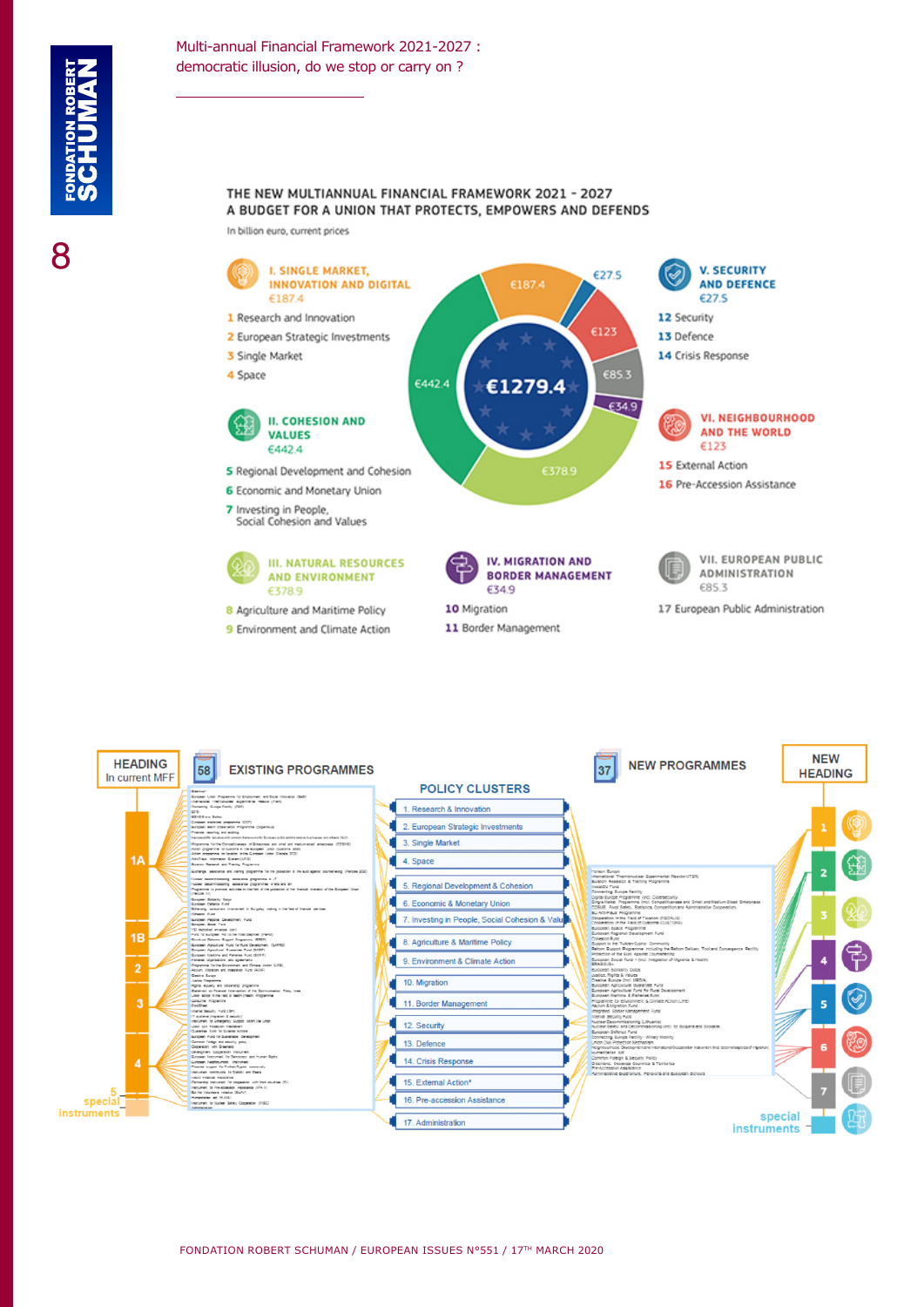THE NEW MULTIANNUAL FINANCIAL FRAMEWORK 2021 - 2027
A BUDGET FOR A UNION THAT PROTECTS, EMPOWERS AND DEFENDS

In billion euro, current prices

I. SINGLE MARKET, INNOVATION AND DIGITAL
€187.4

1 Research and Innovation
2 European Strategic Investments
3 Single Market
4 Space

II. COHESION AND VALUES
€442.4

5 Regional Development and Cohesion
6 Economic and Monetary Union
7 Investing in People, Social Cohesion and Values

III. NATURAL RESOURCES AND ENVIRONMENT
€378.9

8 Agriculture and Maritime Policy
9 Environment and Climate Action

€1279.4

€187.4
€27.5
€123
€85.3
€34.9
€378.9
€442.4

IV. MIGRATION AND BORDER MANAGEMENT
€34.9

10 Migration
11 Border Management

V. SECURITY AND DEFENCE
€27.5

12 Security
13 Defence
14 Crisis Response

VI. NEIGHBOURHOOD AND THE WORLD
€123

15 External Action
16 Pre-Accession Assistance

VII. EUROPEAN PUBLIC ADMINISTRATION
€85.3

17 European Public Administration

HEADING
In current MFF

58 EXISTING PROGRAMMES

1A
1B
2
3
4
5 special instruments

POLICY CLUSTERS

1. Research & Innovation
2. European Strategic Investments
3. Single Market
4. Space
5. Regional Development & Cohesion
6. Economic & Monetary Union
7. Investing in People, Social Cohesion & Values
8. Agriculture & Maritime Policy
9. Environment & Climate Action
10. Migration
11. Border Management
12. Security
13. Defence
14. Crisis Response
15. External Action*
16. Pre-accession Assistance
17. Administration

37 NEW PROGRAMMES

NEW HEADING

1
2
3
4
5
6
7
special instruments